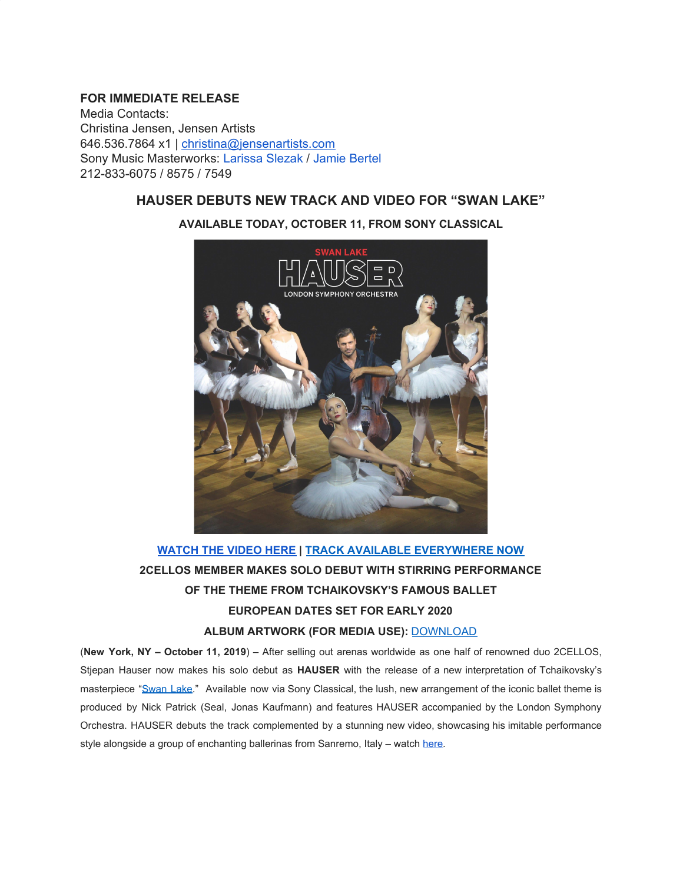**FOR IMMEDIATE RELEASE**
Media Contacts:
Christina Jensen, Jensen Artists
646.536.7864 x1 | christina@jensenartists.com
Sony Music Masterworks: Larissa Slezak / Jamie Bertel
212-833-6075 / 8575 / 7549

## HAUSER DEBUTS NEW TRACK AND VIDEO FOR "SWAN LAKE"

### AVAILABLE TODAY, OCTOBER 11, FROM SONY CLASSICAL

**WATCH THE VIDEO HERE | TRACK AVAILABLE EVERYWHERE NOW**

**2CELLOS MEMBER MAKES SOLO DEBUT WITH STIRRING PERFORMANCE OF THE THEME FROM TCHAIKOVSKY'S FAMOUS BALLET**

**EUROPEAN DATES SET FOR EARLY 2020**

**ALBUM ARTWORK (FOR MEDIA USE):** DOWNLOAD

(**New York, NY – October 11, 2019**) – After selling out arenas worldwide as one half of renowned duo 2CELLOS, Stjepan Hauser now makes his solo debut as **HAUSER** with the release of a new interpretation of Tchaikovsky's masterpiece "Swan Lake." Available now via Sony Classical, the lush, new arrangement of the iconic ballet theme is produced by Nick Patrick (Seal, Jonas Kaufmann) and features HAUSER accompanied by the London Symphony Orchestra. HAUSER debuts the track complemented by a stunning new video, showcasing his imitable performance style alongside a group of enchanting ballerinas from Sanremo, Italy – watch here.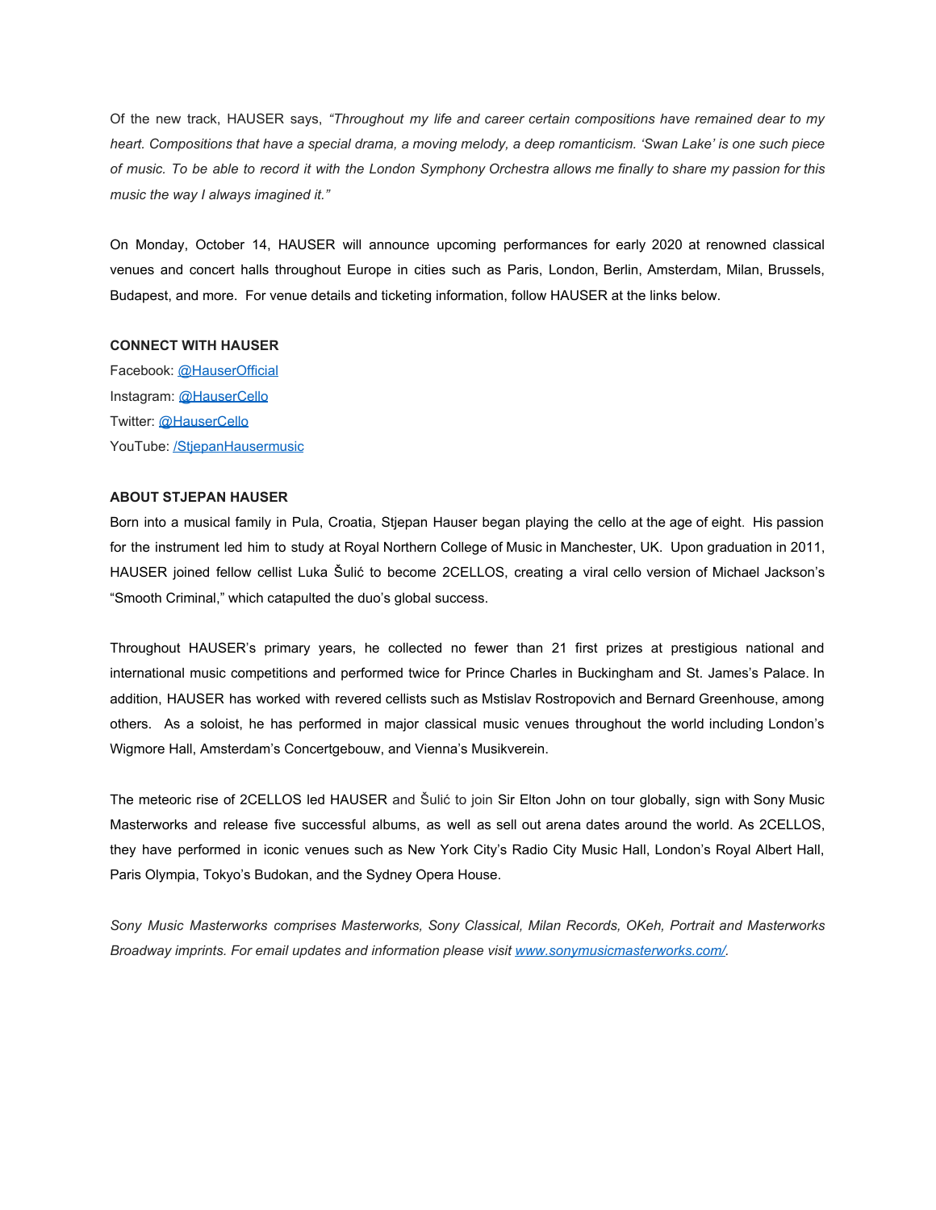Of the new track, HAUSER says, *"Throughout my life and career certain compositions have remained dear to my heart. Compositions that have a special drama, a moving melody, a deep romanticism. 'Swan Lake' is one such piece of music. To be able to record it with the London Symphony Orchestra allows me finally to share my passion for this music the way I always imagined it."*

On Monday, October 14, HAUSER will announce upcoming performances for early 2020 at renowned classical venues and concert halls throughout Europe in cities such as Paris, London, Berlin, Amsterdam, Milan, Brussels, Budapest, and more. For venue details and ticketing information, follow HAUSER at the links below.

**CONNECT WITH HAUSER**

Facebook: @HauserOfficial
Instagram: @HauserCello
Twitter: @HauserCello
YouTube: /StjepanHausermusic

**ABOUT STJEPAN HAUSER**

Born into a musical family in Pula, Croatia, Stjepan Hauser began playing the cello at the age of eight. His passion for the instrument led him to study at Royal Northern College of Music in Manchester, UK. Upon graduation in 2011, HAUSER joined fellow cellist Luka Šulić to become 2CELLOS, creating a viral cello version of Michael Jackson's "Smooth Criminal," which catapulted the duo's global success.

Throughout HAUSER's primary years, he collected no fewer than 21 first prizes at prestigious national and international music competitions and performed twice for Prince Charles in Buckingham and St. James's Palace. In addition, HAUSER has worked with revered cellists such as Mstislav Rostropovich and Bernard Greenhouse, among others. As a soloist, he has performed in major classical music venues throughout the world including London's Wigmore Hall, Amsterdam's Concertgebouw, and Vienna's Musikverein.

The meteoric rise of 2CELLOS led HAUSER and Šulić to join Sir Elton John on tour globally, sign with Sony Music Masterworks and release five successful albums, as well as sell out arena dates around the world. As 2CELLOS, they have performed in iconic venues such as New York City's Radio City Music Hall, London's Royal Albert Hall, Paris Olympia, Tokyo's Budokan, and the Sydney Opera House.

*Sony Music Masterworks comprises Masterworks, Sony Classical, Milan Records, OKeh, Portrait and Masterworks Broadway imprints. For email updates and information please visit www.sonymusicmasterworks.com/.*